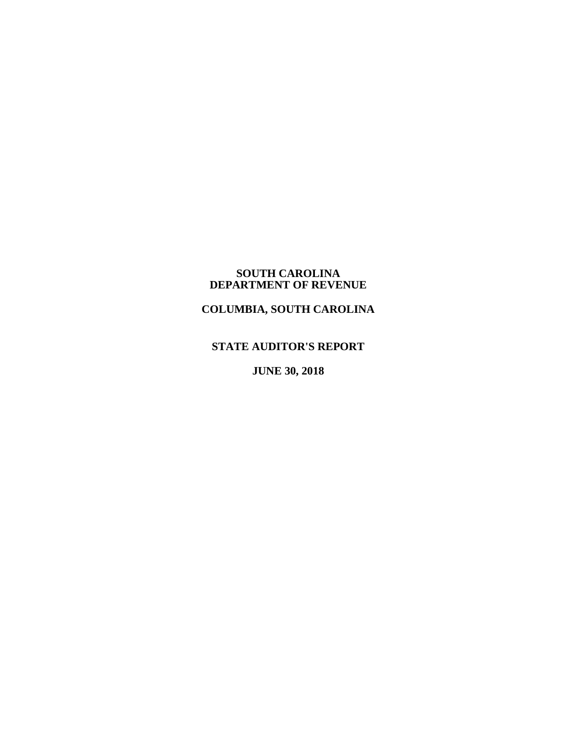# SOUTH CAROLINA DEPARTMENT OF REVENUE

## COLUMBIA, SOUTH CAROLINA

## STATE AUDITOR'S REPORT

## JUNE 30, 2018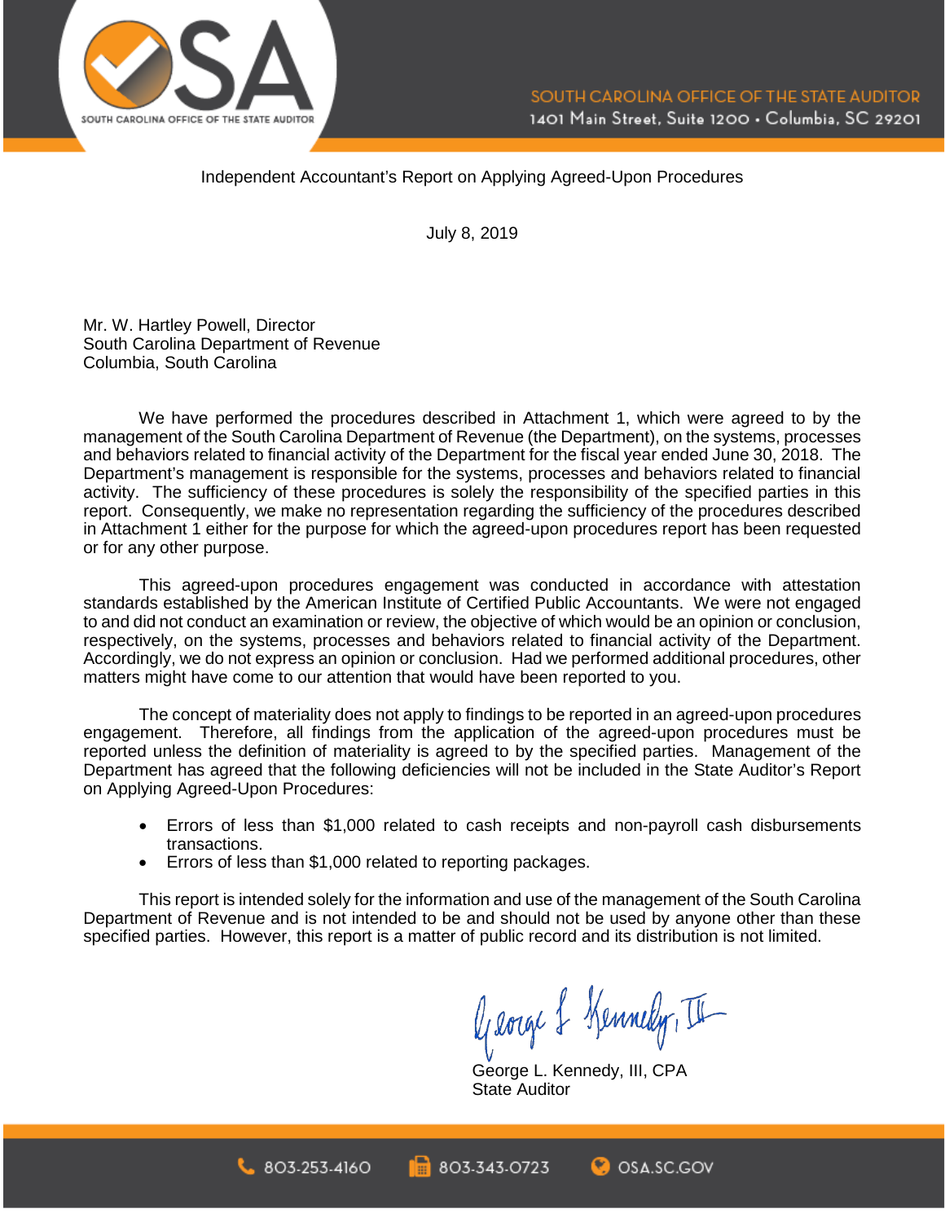SOUTH CAROLINA OFFICE OF THE STATE AUDITOR
1401 Main Street, Suite 1200 • Columbia, SC 29201

Independent Accountant's Report on Applying Agreed-Upon Procedures

July 8, 2019

Mr. W. Hartley Powell, Director
South Carolina Department of Revenue
Columbia, South Carolina

We have performed the procedures described in Attachment 1, which were agreed to by the management of the South Carolina Department of Revenue (the Department), on the systems, processes and behaviors related to financial activity of the Department for the fiscal year ended June 30, 2018. The Department's management is responsible for the systems, processes and behaviors related to financial activity. The sufficiency of these procedures is solely the responsibility of the specified parties in this report. Consequently, we make no representation regarding the sufficiency of the procedures described in Attachment 1 either for the purpose for which the agreed-upon procedures report has been requested or for any other purpose.

This agreed-upon procedures engagement was conducted in accordance with attestation standards established by the American Institute of Certified Public Accountants. We were not engaged to and did not conduct an examination or review, the objective of which would be an opinion or conclusion, respectively, on the systems, processes and behaviors related to financial activity of the Department. Accordingly, we do not express an opinion or conclusion. Had we performed additional procedures, other matters might have come to our attention that would have been reported to you.

The concept of materiality does not apply to findings to be reported in an agreed-upon procedures engagement. Therefore, all findings from the application of the agreed-upon procedures must be reported unless the definition of materiality is agreed to by the specified parties. Management of the Department has agreed that the following deficiencies will not be included in the State Auditor's Report on Applying Agreed-Upon Procedures:

- Errors of less than $1,000 related to cash receipts and non-payroll cash disbursements transactions.
- Errors of less than $1,000 related to reporting packages.

This report is intended solely for the information and use of the management of the South Carolina Department of Revenue and is not intended to be and should not be used by anyone other than these specified parties. However, this report is a matter of public record and its distribution is not limited.

George L. Kennedy, III

George L. Kennedy, III, CPA
State Auditor

803-253-4160 | 803-343-0723 | OSA.SC.GOV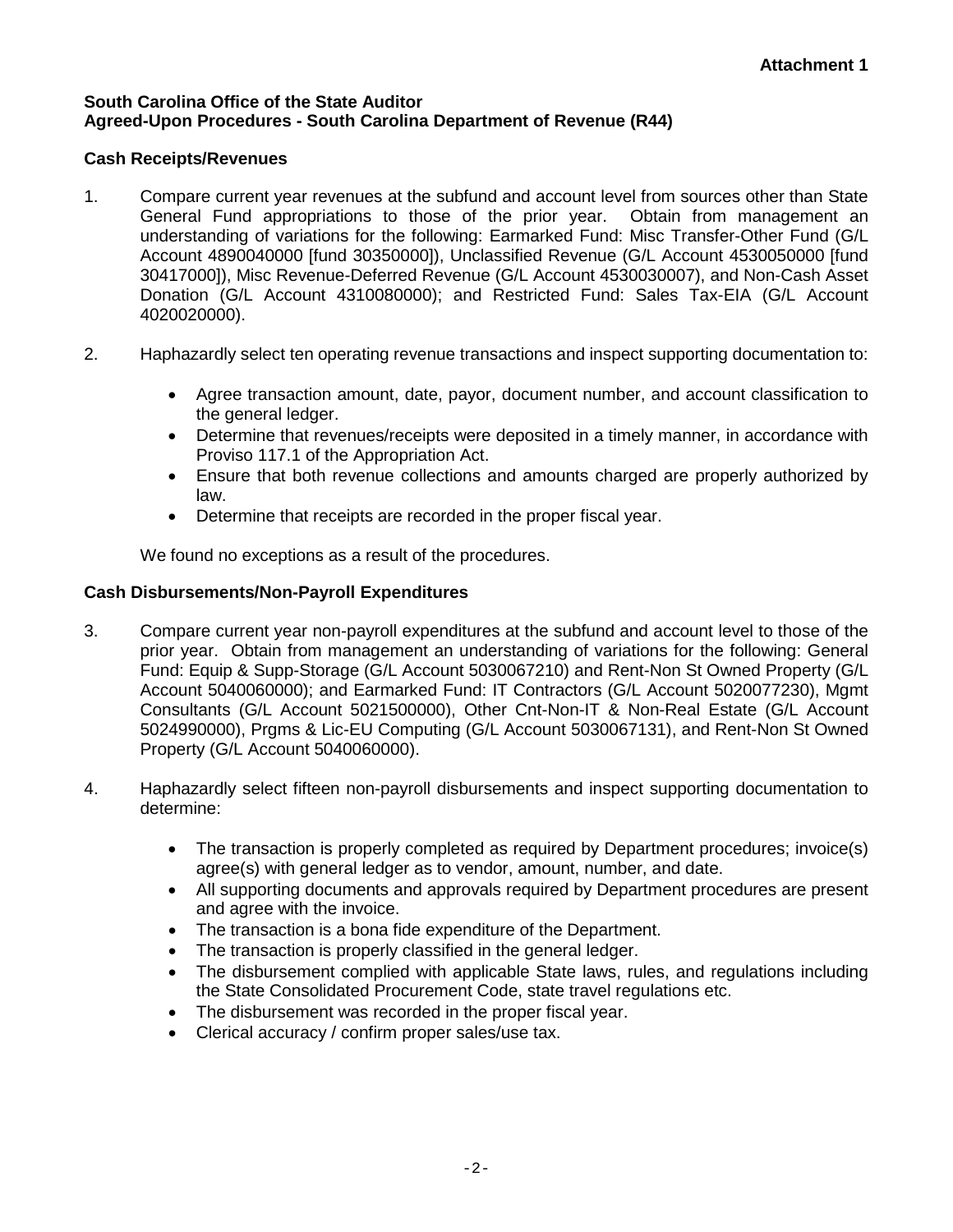**Attachment 1**

**South Carolina Office of the State Auditor**
**Agreed-Upon Procedures - South Carolina Department of Revenue (R44)**

**Cash Receipts/Revenues**

1. Compare current year revenues at the subfund and account level from sources other than State General Fund appropriations to those of the prior year. Obtain from management an understanding of variations for the following: Earmarked Fund: Misc Transfer-Other Fund (G/L Account 4890040000 [fund 30350000]), Unclassified Revenue (G/L Account 4530050000 [fund 30417000]), Misc Revenue-Deferred Revenue (G/L Account 4530030007), and Non-Cash Asset Donation (G/L Account 4310080000); and Restricted Fund: Sales Tax-EIA (G/L Account 4020020000).

2. Haphazardly select ten operating revenue transactions and inspect supporting documentation to:

   - Agree transaction amount, date, payor, document number, and account classification to the general ledger.
   - Determine that revenues/receipts were deposited in a timely manner, in accordance with Proviso 117.1 of the Appropriation Act.
   - Ensure that both revenue collections and amounts charged are properly authorized by law.
   - Determine that receipts are recorded in the proper fiscal year.

   We found no exceptions as a result of the procedures.

**Cash Disbursements/Non-Payroll Expenditures**

3. Compare current year non-payroll expenditures at the subfund and account level to those of the prior year. Obtain from management an understanding of variations for the following: General Fund: Equip & Supp-Storage (G/L Account 5030067210) and Rent-Non St Owned Property (G/L Account 5040060000); and Earmarked Fund: IT Contractors (G/L Account 5020077230), Mgmt Consultants (G/L Account 5021500000), Other Cnt-Non-IT & Non-Real Estate (G/L Account 5024990000), Prgms & Lic-EU Computing (G/L Account 5030067131), and Rent-Non St Owned Property (G/L Account 5040060000).

4. Haphazardly select fifteen non-payroll disbursements and inspect supporting documentation to determine:

   - The transaction is properly completed as required by Department procedures; invoice(s) agree(s) with general ledger as to vendor, amount, number, and date.
   - All supporting documents and approvals required by Department procedures are present and agree with the invoice.
   - The transaction is a bona fide expenditure of the Department.
   - The transaction is properly classified in the general ledger.
   - The disbursement complied with applicable State laws, rules, and regulations including the State Consolidated Procurement Code, state travel regulations etc.
   - The disbursement was recorded in the proper fiscal year.
   - Clerical accuracy / confirm proper sales/use tax.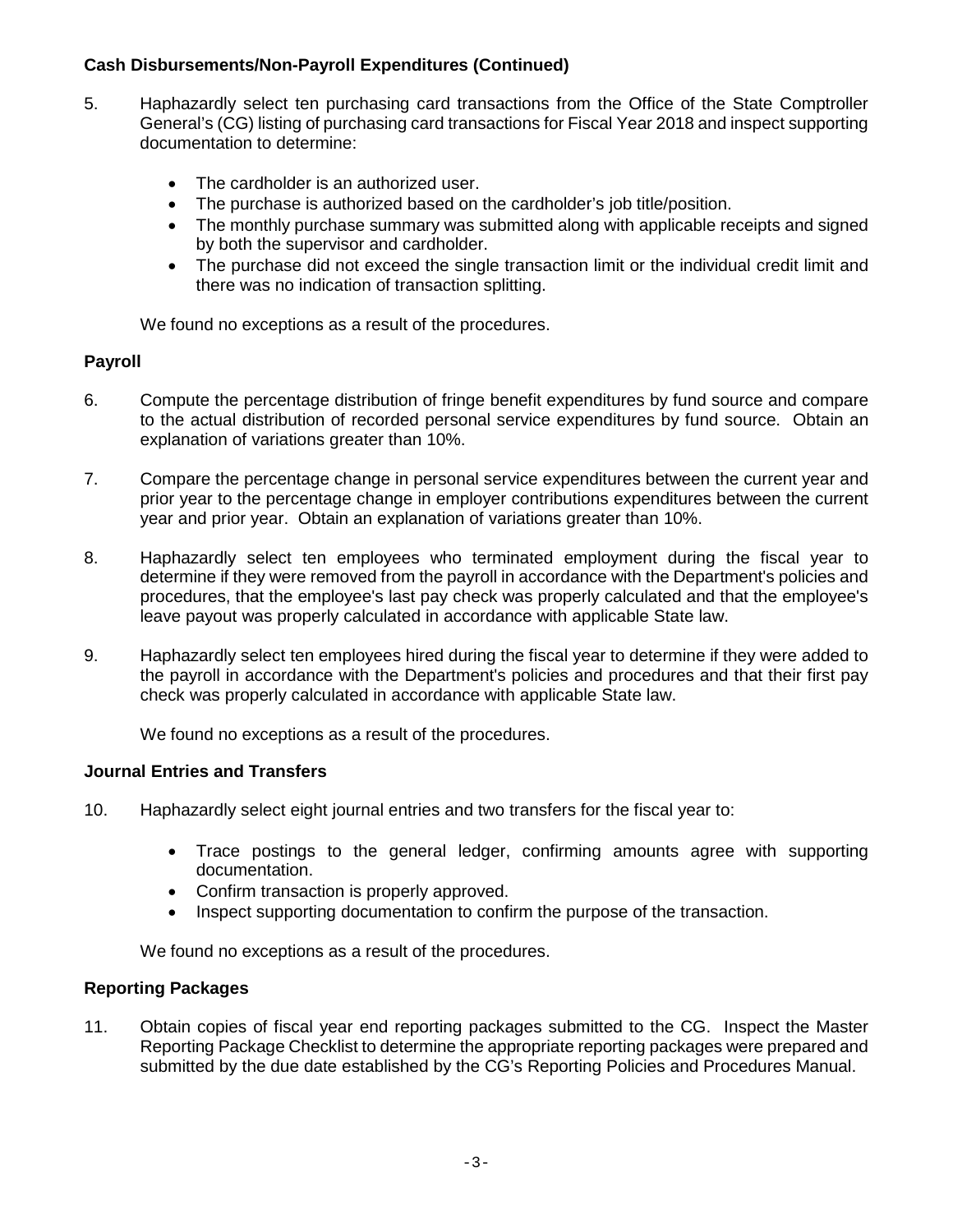**Cash Disbursements/Non-Payroll Expenditures (Continued)**

5. Haphazardly select ten purchasing card transactions from the Office of the State Comptroller General's (CG) listing of purchasing card transactions for Fiscal Year 2018 and inspect supporting documentation to determine:

   - The cardholder is an authorized user.
   - The purchase is authorized based on the cardholder's job title/position.
   - The monthly purchase summary was submitted along with applicable receipts and signed by both the supervisor and cardholder.
   - The purchase did not exceed the single transaction limit or the individual credit limit and there was no indication of transaction splitting.

   We found no exceptions as a result of the procedures.

**Payroll**

6. Compute the percentage distribution of fringe benefit expenditures by fund source and compare to the actual distribution of recorded personal service expenditures by fund source. Obtain an explanation of variations greater than 10%.

7. Compare the percentage change in personal service expenditures between the current year and prior year to the percentage change in employer contributions expenditures between the current year and prior year. Obtain an explanation of variations greater than 10%.

8. Haphazardly select ten employees who terminated employment during the fiscal year to determine if they were removed from the payroll in accordance with the Department's policies and procedures, that the employee's last pay check was properly calculated and that the employee's leave payout was properly calculated in accordance with applicable State law.

9. Haphazardly select ten employees hired during the fiscal year to determine if they were added to the payroll in accordance with the Department's policies and procedures and that their first pay check was properly calculated in accordance with applicable State law.

   We found no exceptions as a result of the procedures.

**Journal Entries and Transfers**

10. Haphazardly select eight journal entries and two transfers for the fiscal year to:

    - Trace postings to the general ledger, confirming amounts agree with supporting documentation.
    - Confirm transaction is properly approved.
    - Inspect supporting documentation to confirm the purpose of the transaction.

    We found no exceptions as a result of the procedures.

**Reporting Packages**

11. Obtain copies of fiscal year end reporting packages submitted to the CG. Inspect the Master Reporting Package Checklist to determine the appropriate reporting packages were prepared and submitted by the due date established by the CG's Reporting Policies and Procedures Manual.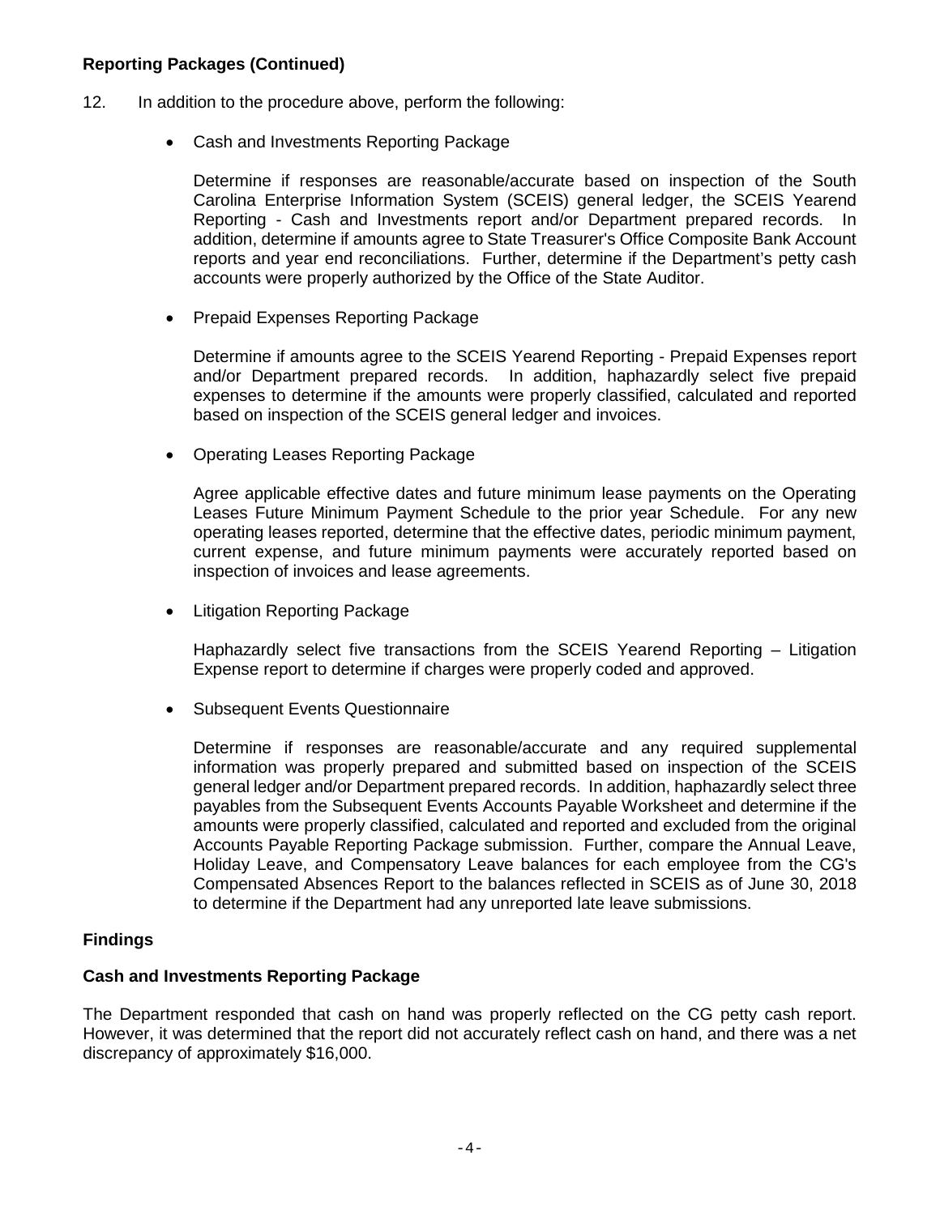**Reporting Packages (Continued)**

12. In addition to the procedure above, perform the following:

    - Cash and Investments Reporting Package

      Determine if responses are reasonable/accurate based on inspection of the South Carolina Enterprise Information System (SCEIS) general ledger, the SCEIS Yearend Reporting - Cash and Investments report and/or Department prepared records. In addition, determine if amounts agree to State Treasurer's Office Composite Bank Account reports and year end reconciliations. Further, determine if the Department's petty cash accounts were properly authorized by the Office of the State Auditor.

    - Prepaid Expenses Reporting Package

      Determine if amounts agree to the SCEIS Yearend Reporting - Prepaid Expenses report and/or Department prepared records. In addition, haphazardly select five prepaid expenses to determine if the amounts were properly classified, calculated and reported based on inspection of the SCEIS general ledger and invoices.

    - Operating Leases Reporting Package

      Agree applicable effective dates and future minimum lease payments on the Operating Leases Future Minimum Payment Schedule to the prior year Schedule. For any new operating leases reported, determine that the effective dates, periodic minimum payment, current expense, and future minimum payments were accurately reported based on inspection of invoices and lease agreements.

    - Litigation Reporting Package

      Haphazardly select five transactions from the SCEIS Yearend Reporting – Litigation Expense report to determine if charges were properly coded and approved.

    - Subsequent Events Questionnaire

      Determine if responses are reasonable/accurate and any required supplemental information was properly prepared and submitted based on inspection of the SCEIS general ledger and/or Department prepared records. In addition, haphazardly select three payables from the Subsequent Events Accounts Payable Worksheet and determine if the amounts were properly classified, calculated and reported and excluded from the original Accounts Payable Reporting Package submission. Further, compare the Annual Leave, Holiday Leave, and Compensatory Leave balances for each employee from the CG's Compensated Absences Report to the balances reflected in SCEIS as of June 30, 2018 to determine if the Department had any unreported late leave submissions.

**Findings**

**Cash and Investments Reporting Package**

The Department responded that cash on hand was properly reflected on the CG petty cash report. However, it was determined that the report did not accurately reflect cash on hand, and there was a net discrepancy of approximately $16,000.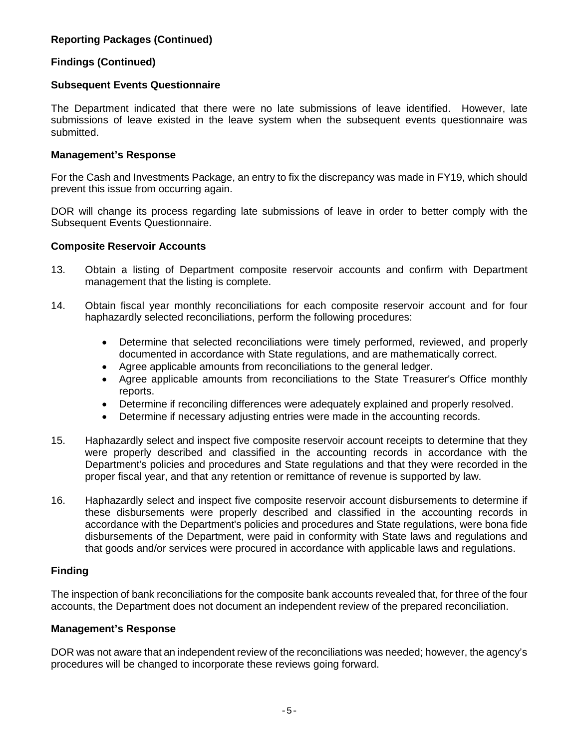**Reporting Packages (Continued)**

**Findings (Continued)**

**Subsequent Events Questionnaire**

The Department indicated that there were no late submissions of leave identified. However, late submissions of leave existed in the leave system when the subsequent events questionnaire was submitted.

**Management's Response**

For the Cash and Investments Package, an entry to fix the discrepancy was made in FY19, which should prevent this issue from occurring again.

DOR will change its process regarding late submissions of leave in order to better comply with the Subsequent Events Questionnaire.

**Composite Reservoir Accounts**

13. Obtain a listing of Department composite reservoir accounts and confirm with Department management that the listing is complete.

14. Obtain fiscal year monthly reconciliations for each composite reservoir account and for four haphazardly selected reconciliations, perform the following procedures:

    - Determine that selected reconciliations were timely performed, reviewed, and properly documented in accordance with State regulations, and are mathematically correct.
    - Agree applicable amounts from reconciliations to the general ledger.
    - Agree applicable amounts from reconciliations to the State Treasurer's Office monthly reports.
    - Determine if reconciling differences were adequately explained and properly resolved.
    - Determine if necessary adjusting entries were made in the accounting records.

15. Haphazardly select and inspect five composite reservoir account receipts to determine that they were properly described and classified in the accounting records in accordance with the Department's policies and procedures and State regulations and that they were recorded in the proper fiscal year, and that any retention or remittance of revenue is supported by law.

16. Haphazardly select and inspect five composite reservoir account disbursements to determine if these disbursements were properly described and classified in the accounting records in accordance with the Department's policies and procedures and State regulations, were bona fide disbursements of the Department, were paid in conformity with State laws and regulations and that goods and/or services were procured in accordance with applicable laws and regulations.

**Finding**

The inspection of bank reconciliations for the composite bank accounts revealed that, for three of the four accounts, the Department does not document an independent review of the prepared reconciliation.

**Management's Response**

DOR was not aware that an independent review of the reconciliations was needed; however, the agency's procedures will be changed to incorporate these reviews going forward.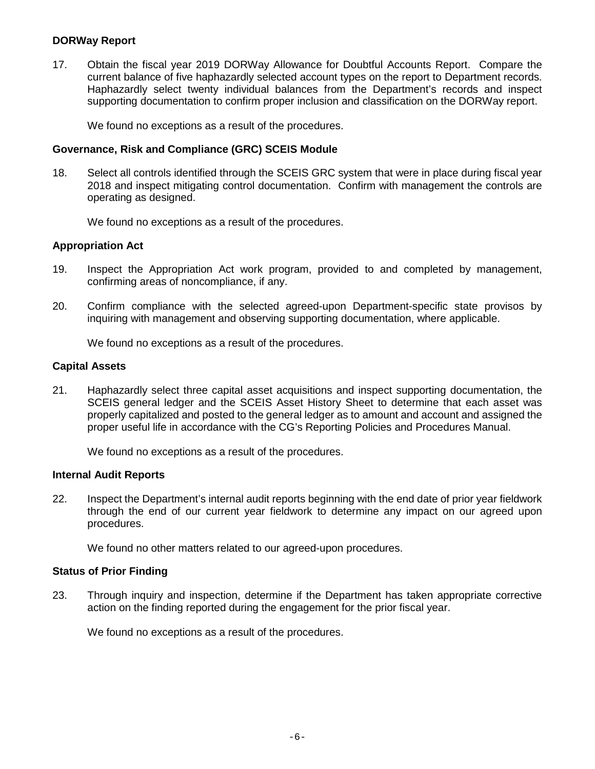**DORWay Report**

17. Obtain the fiscal year 2019 DORWay Allowance for Doubtful Accounts Report. Compare the current balance of five haphazardly selected account types on the report to Department records. Haphazardly select twenty individual balances from the Department's records and inspect supporting documentation to confirm proper inclusion and classification on the DORWay report.

    We found no exceptions as a result of the procedures.

**Governance, Risk and Compliance (GRC) SCEIS Module**

18. Select all controls identified through the SCEIS GRC system that were in place during fiscal year 2018 and inspect mitigating control documentation. Confirm with management the controls are operating as designed.

    We found no exceptions as a result of the procedures.

**Appropriation Act**

19. Inspect the Appropriation Act work program, provided to and completed by management, confirming areas of noncompliance, if any.

20. Confirm compliance with the selected agreed-upon Department-specific state provisos by inquiring with management and observing supporting documentation, where applicable.

    We found no exceptions as a result of the procedures.

**Capital Assets**

21. Haphazardly select three capital asset acquisitions and inspect supporting documentation, the SCEIS general ledger and the SCEIS Asset History Sheet to determine that each asset was properly capitalized and posted to the general ledger as to amount and account and assigned the proper useful life in accordance with the CG's Reporting Policies and Procedures Manual.

    We found no exceptions as a result of the procedures.

**Internal Audit Reports**

22. Inspect the Department's internal audit reports beginning with the end date of prior year fieldwork through the end of our current year fieldwork to determine any impact on our agreed upon procedures.

    We found no other matters related to our agreed-upon procedures.

**Status of Prior Finding**

23. Through inquiry and inspection, determine if the Department has taken appropriate corrective action on the finding reported during the engagement for the prior fiscal year.

    We found no exceptions as a result of the procedures.